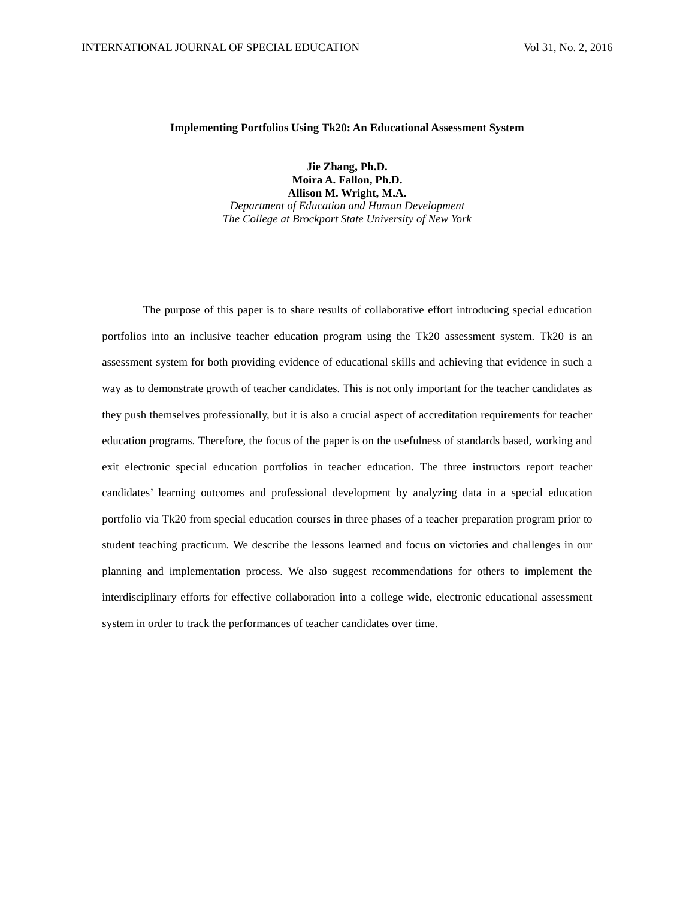# Implementing Portfolios Using Tk20: An Educational Assessment System

**Jie Zhang, Ph.D.**
**Moira A. Fallon, Ph.D.**
**Allison M. Wright, M.A.**
*Department of Education and Human Development*
*The College at Brockport State University of New York*

The purpose of this paper is to share results of collaborative effort introducing special education portfolios into an inclusive teacher education program using the Tk20 assessment system. Tk20 is an assessment system for both providing evidence of educational skills and achieving that evidence in such a way as to demonstrate growth of teacher candidates. This is not only important for the teacher candidates as they push themselves professionally, but it is also a crucial aspect of accreditation requirements for teacher education programs. Therefore, the focus of the paper is on the usefulness of standards based, working and exit electronic special education portfolios in teacher education. The three instructors report teacher candidates' learning outcomes and professional development by analyzing data in a special education portfolio via Tk20 from special education courses in three phases of a teacher preparation program prior to student teaching practicum. We describe the lessons learned and focus on victories and challenges in our planning and implementation process. We also suggest recommendations for others to implement the interdisciplinary efforts for effective collaboration into a college wide, electronic educational assessment system in order to track the performances of teacher candidates over time.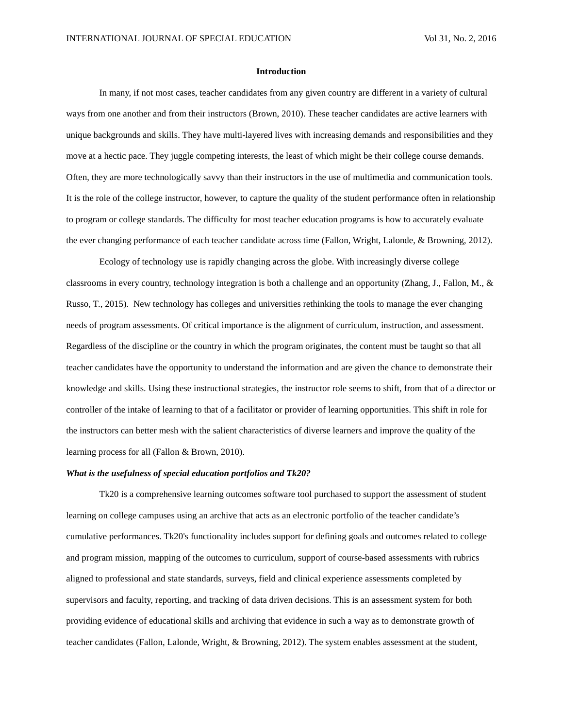## Introduction

In many, if not most cases, teacher candidates from any given country are different in a variety of cultural ways from one another and from their instructors (Brown, 2010). These teacher candidates are active learners with unique backgrounds and skills. They have multi-layered lives with increasing demands and responsibilities and they move at a hectic pace. They juggle competing interests, the least of which might be their college course demands. Often, they are more technologically savvy than their instructors in the use of multimedia and communication tools. It is the role of the college instructor, however, to capture the quality of the student performance often in relationship to program or college standards. The difficulty for most teacher education programs is how to accurately evaluate the ever changing performance of each teacher candidate across time (Fallon, Wright, Lalonde, & Browning, 2012).

Ecology of technology use is rapidly changing across the globe. With increasingly diverse college classrooms in every country, technology integration is both a challenge and an opportunity (Zhang, J., Fallon, M., & Russo, T., 2015). New technology has colleges and universities rethinking the tools to manage the ever changing needs of program assessments. Of critical importance is the alignment of curriculum, instruction, and assessment. Regardless of the discipline or the country in which the program originates, the content must be taught so that all teacher candidates have the opportunity to understand the information and are given the chance to demonstrate their knowledge and skills. Using these instructional strategies, the instructor role seems to shift, from that of a director or controller of the intake of learning to that of a facilitator or provider of learning opportunities. This shift in role for the instructors can better mesh with the salient characteristics of diverse learners and improve the quality of the learning process for all (Fallon & Brown, 2010).

### *What is the usefulness of special education portfolios and Tk20?*

Tk20 is a comprehensive learning outcomes software tool purchased to support the assessment of student learning on college campuses using an archive that acts as an electronic portfolio of the teacher candidate's cumulative performances. Tk20's functionality includes support for defining goals and outcomes related to college and program mission, mapping of the outcomes to curriculum, support of course-based assessments with rubrics aligned to professional and state standards, surveys, field and clinical experience assessments completed by supervisors and faculty, reporting, and tracking of data driven decisions. This is an assessment system for both providing evidence of educational skills and archiving that evidence in such a way as to demonstrate growth of teacher candidates (Fallon, Lalonde, Wright, & Browning, 2012). The system enables assessment at the student,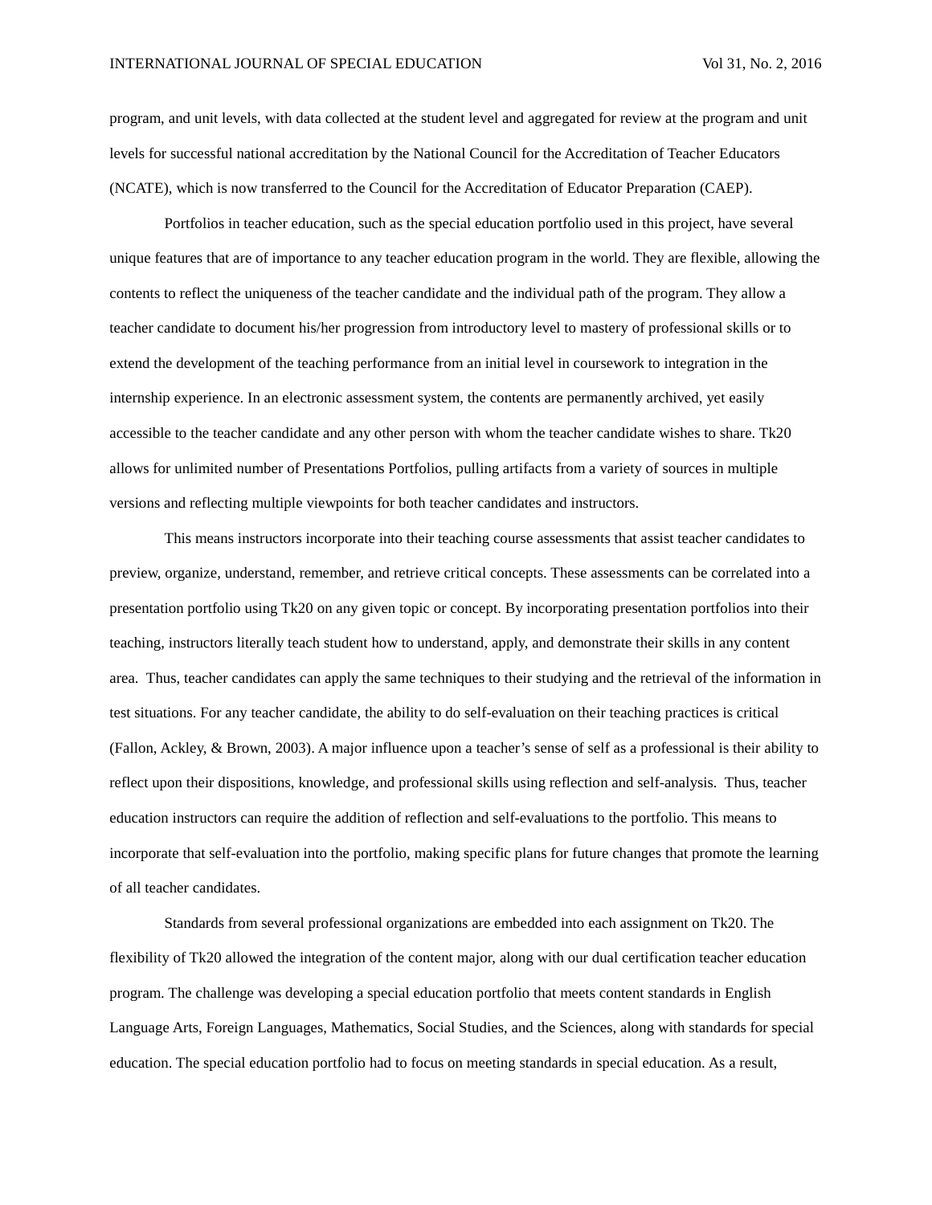program, and unit levels, with data collected at the student level and aggregated for review at the program and unit levels for successful national accreditation by the National Council for the Accreditation of Teacher Educators (NCATE), which is now transferred to the Council for the Accreditation of Educator Preparation (CAEP).

Portfolios in teacher education, such as the special education portfolio used in this project, have several unique features that are of importance to any teacher education program in the world. They are flexible, allowing the contents to reflect the uniqueness of the teacher candidate and the individual path of the program. They allow a teacher candidate to document his/her progression from introductory level to mastery of professional skills or to extend the development of the teaching performance from an initial level in coursework to integration in the internship experience. In an electronic assessment system, the contents are permanently archived, yet easily accessible to the teacher candidate and any other person with whom the teacher candidate wishes to share. Tk20 allows for unlimited number of Presentations Portfolios, pulling artifacts from a variety of sources in multiple versions and reflecting multiple viewpoints for both teacher candidates and instructors.

This means instructors incorporate into their teaching course assessments that assist teacher candidates to preview, organize, understand, remember, and retrieve critical concepts. These assessments can be correlated into a presentation portfolio using Tk20 on any given topic or concept. By incorporating presentation portfolios into their teaching, instructors literally teach student how to understand, apply, and demonstrate their skills in any content area. Thus, teacher candidates can apply the same techniques to their studying and the retrieval of the information in test situations. For any teacher candidate, the ability to do self-evaluation on their teaching practices is critical (Fallon, Ackley, & Brown, 2003). A major influence upon a teacher's sense of self as a professional is their ability to reflect upon their dispositions, knowledge, and professional skills using reflection and self-analysis. Thus, teacher education instructors can require the addition of reflection and self-evaluations to the portfolio. This means to incorporate that self-evaluation into the portfolio, making specific plans for future changes that promote the learning of all teacher candidates.

Standards from several professional organizations are embedded into each assignment on Tk20. The flexibility of Tk20 allowed the integration of the content major, along with our dual certification teacher education program. The challenge was developing a special education portfolio that meets content standards in English Language Arts, Foreign Languages, Mathematics, Social Studies, and the Sciences, along with standards for special education. The special education portfolio had to focus on meeting standards in special education. As a result,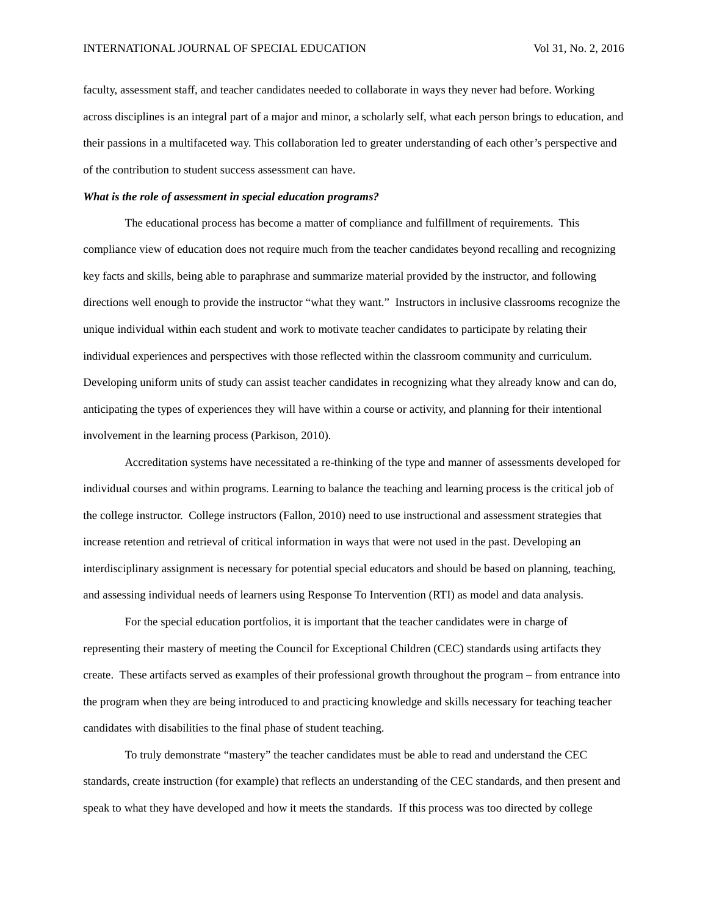faculty, assessment staff, and teacher candidates needed to collaborate in ways they never had before. Working across disciplines is an integral part of a major and minor, a scholarly self, what each person brings to education, and their passions in a multifaceted way. This collaboration led to greater understanding of each other's perspective and of the contribution to student success assessment can have.

***What is the role of assessment in special education programs?***

The educational process has become a matter of compliance and fulfillment of requirements. This compliance view of education does not require much from the teacher candidates beyond recalling and recognizing key facts and skills, being able to paraphrase and summarize material provided by the instructor, and following directions well enough to provide the instructor "what they want." Instructors in inclusive classrooms recognize the unique individual within each student and work to motivate teacher candidates to participate by relating their individual experiences and perspectives with those reflected within the classroom community and curriculum. Developing uniform units of study can assist teacher candidates in recognizing what they already know and can do, anticipating the types of experiences they will have within a course or activity, and planning for their intentional involvement in the learning process (Parkison, 2010).

Accreditation systems have necessitated a re-thinking of the type and manner of assessments developed for individual courses and within programs. Learning to balance the teaching and learning process is the critical job of the college instructor. College instructors (Fallon, 2010) need to use instructional and assessment strategies that increase retention and retrieval of critical information in ways that were not used in the past. Developing an interdisciplinary assignment is necessary for potential special educators and should be based on planning, teaching, and assessing individual needs of learners using Response To Intervention (RTI) as model and data analysis.

For the special education portfolios, it is important that the teacher candidates were in charge of representing their mastery of meeting the Council for Exceptional Children (CEC) standards using artifacts they create. These artifacts served as examples of their professional growth throughout the program – from entrance into the program when they are being introduced to and practicing knowledge and skills necessary for teaching teacher candidates with disabilities to the final phase of student teaching.

To truly demonstrate "mastery" the teacher candidates must be able to read and understand the CEC standards, create instruction (for example) that reflects an understanding of the CEC standards, and then present and speak to what they have developed and how it meets the standards. If this process was too directed by college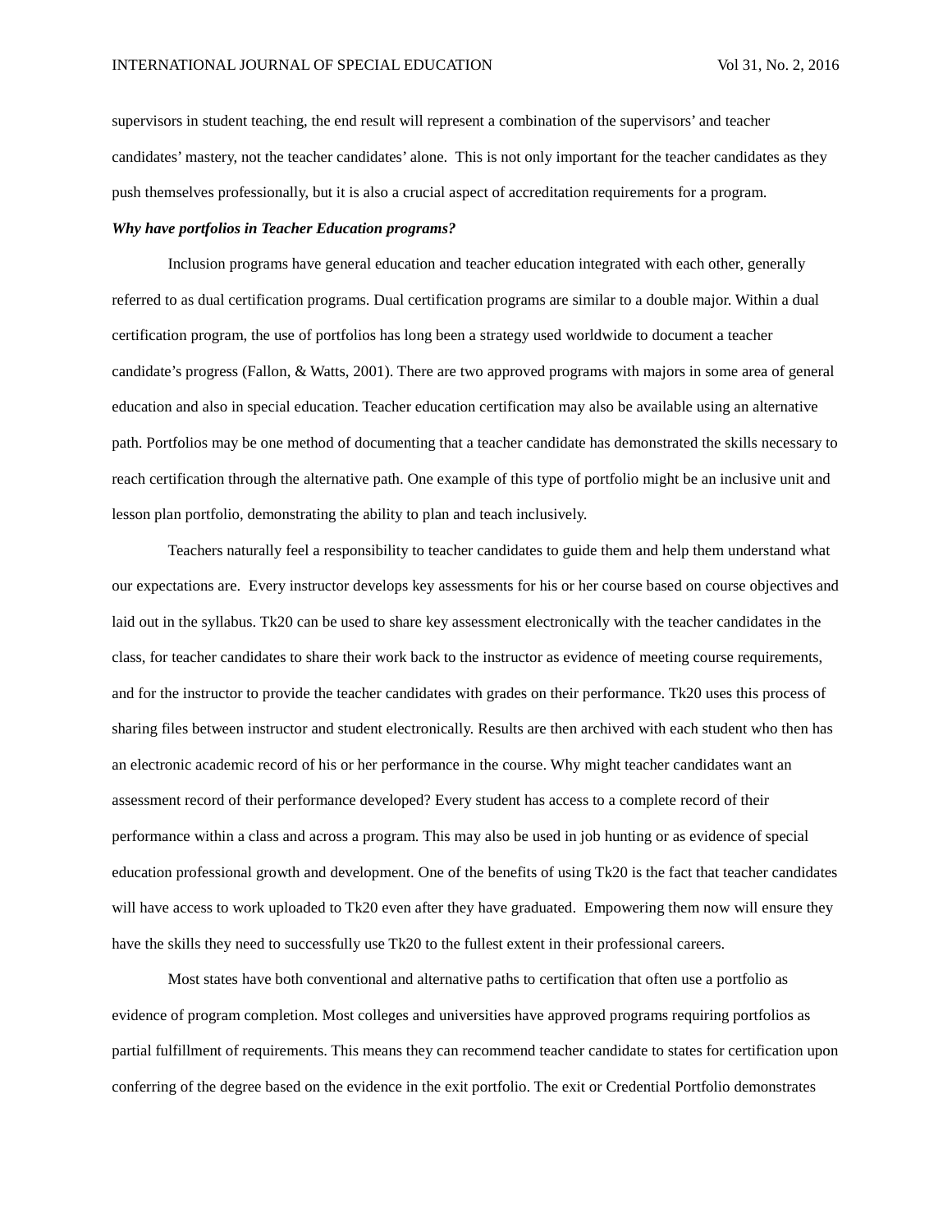supervisors in student teaching, the end result will represent a combination of the supervisors' and teacher candidates' mastery, not the teacher candidates' alone. This is not only important for the teacher candidates as they push themselves professionally, but it is also a crucial aspect of accreditation requirements for a program.

***Why have portfolios in Teacher Education programs?***

Inclusion programs have general education and teacher education integrated with each other, generally referred to as dual certification programs. Dual certification programs are similar to a double major. Within a dual certification program, the use of portfolios has long been a strategy used worldwide to document a teacher candidate's progress (Fallon, & Watts, 2001). There are two approved programs with majors in some area of general education and also in special education. Teacher education certification may also be available using an alternative path. Portfolios may be one method of documenting that a teacher candidate has demonstrated the skills necessary to reach certification through the alternative path. One example of this type of portfolio might be an inclusive unit and lesson plan portfolio, demonstrating the ability to plan and teach inclusively.

Teachers naturally feel a responsibility to teacher candidates to guide them and help them understand what our expectations are. Every instructor develops key assessments for his or her course based on course objectives and laid out in the syllabus. Tk20 can be used to share key assessment electronically with the teacher candidates in the class, for teacher candidates to share their work back to the instructor as evidence of meeting course requirements, and for the instructor to provide the teacher candidates with grades on their performance. Tk20 uses this process of sharing files between instructor and student electronically. Results are then archived with each student who then has an electronic academic record of his or her performance in the course. Why might teacher candidates want an assessment record of their performance developed? Every student has access to a complete record of their performance within a class and across a program. This may also be used in job hunting or as evidence of special education professional growth and development. One of the benefits of using Tk20 is the fact that teacher candidates will have access to work uploaded to Tk20 even after they have graduated. Empowering them now will ensure they have the skills they need to successfully use Tk20 to the fullest extent in their professional careers.

Most states have both conventional and alternative paths to certification that often use a portfolio as evidence of program completion. Most colleges and universities have approved programs requiring portfolios as partial fulfillment of requirements. This means they can recommend teacher candidate to states for certification upon conferring of the degree based on the evidence in the exit portfolio. The exit or Credential Portfolio demonstrates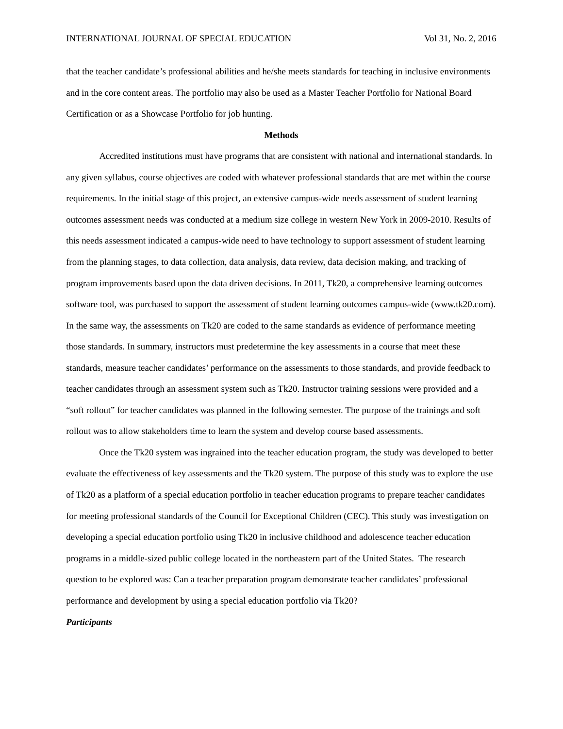that the teacher candidate's professional abilities and he/she meets standards for teaching in inclusive environments and in the core content areas. The portfolio may also be used as a Master Teacher Portfolio for National Board Certification or as a Showcase Portfolio for job hunting.

## Methods

Accredited institutions must have programs that are consistent with national and international standards. In any given syllabus, course objectives are coded with whatever professional standards that are met within the course requirements. In the initial stage of this project, an extensive campus-wide needs assessment of student learning outcomes assessment needs was conducted at a medium size college in western New York in 2009-2010. Results of this needs assessment indicated a campus-wide need to have technology to support assessment of student learning from the planning stages, to data collection, data analysis, data review, data decision making, and tracking of program improvements based upon the data driven decisions. In 2011, Tk20, a comprehensive learning outcomes software tool, was purchased to support the assessment of student learning outcomes campus-wide (www.tk20.com). In the same way, the assessments on Tk20 are coded to the same standards as evidence of performance meeting those standards. In summary, instructors must predetermine the key assessments in a course that meet these standards, measure teacher candidates' performance on the assessments to those standards, and provide feedback to teacher candidates through an assessment system such as Tk20. Instructor training sessions were provided and a "soft rollout" for teacher candidates was planned in the following semester. The purpose of the trainings and soft rollout was to allow stakeholders time to learn the system and develop course based assessments.

Once the Tk20 system was ingrained into the teacher education program, the study was developed to better evaluate the effectiveness of key assessments and the Tk20 system. The purpose of this study was to explore the use of Tk20 as a platform of a special education portfolio in teacher education programs to prepare teacher candidates for meeting professional standards of the Council for Exceptional Children (CEC). This study was investigation on developing a special education portfolio using Tk20 in inclusive childhood and adolescence teacher education programs in a middle-sized public college located in the northeastern part of the United States. The research question to be explored was: Can a teacher preparation program demonstrate teacher candidates' professional performance and development by using a special education portfolio via Tk20?

### ***Participants***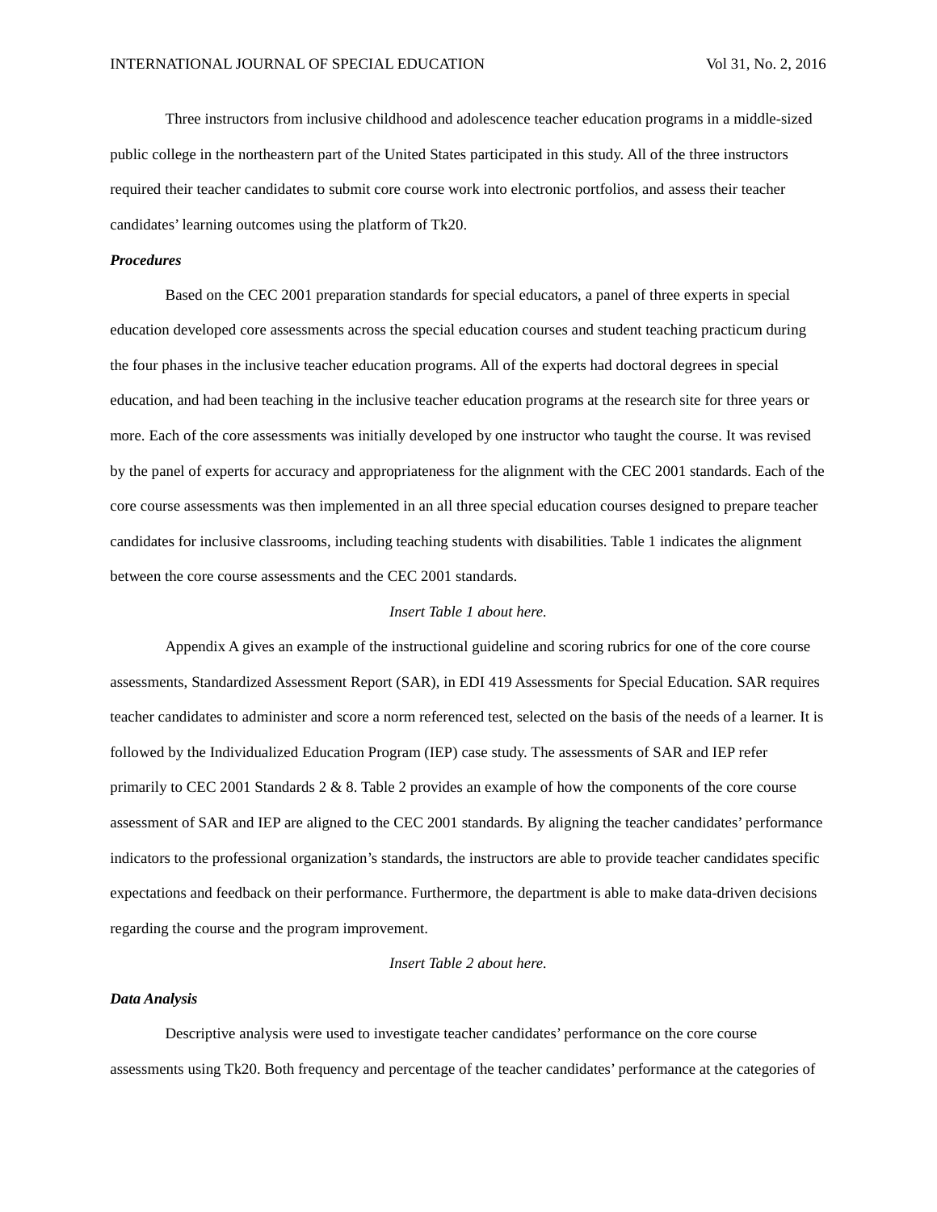Three instructors from inclusive childhood and adolescence teacher education programs in a middle-sized public college in the northeastern part of the United States participated in this study. All of the three instructors required their teacher candidates to submit core course work into electronic portfolios, and assess their teacher candidates' learning outcomes using the platform of Tk20.

***Procedures***

Based on the CEC 2001 preparation standards for special educators, a panel of three experts in special education developed core assessments across the special education courses and student teaching practicum during the four phases in the inclusive teacher education programs. All of the experts had doctoral degrees in special education, and had been teaching in the inclusive teacher education programs at the research site for three years or more. Each of the core assessments was initially developed by one instructor who taught the course. It was revised by the panel of experts for accuracy and appropriateness for the alignment with the CEC 2001 standards. Each of the core course assessments was then implemented in an all three special education courses designed to prepare teacher candidates for inclusive classrooms, including teaching students with disabilities. Table 1 indicates the alignment between the core course assessments and the CEC 2001 standards.

*Insert Table 1 about here.*

Appendix A gives an example of the instructional guideline and scoring rubrics for one of the core course assessments, Standardized Assessment Report (SAR), in EDI 419 Assessments for Special Education. SAR requires teacher candidates to administer and score a norm referenced test, selected on the basis of the needs of a learner. It is followed by the Individualized Education Program (IEP) case study. The assessments of SAR and IEP refer primarily to CEC 2001 Standards 2 & 8. Table 2 provides an example of how the components of the core course assessment of SAR and IEP are aligned to the CEC 2001 standards. By aligning the teacher candidates' performance indicators to the professional organization's standards, the instructors are able to provide teacher candidates specific expectations and feedback on their performance. Furthermore, the department is able to make data-driven decisions regarding the course and the program improvement.

*Insert Table 2 about here.*

***Data Analysis***

Descriptive analysis were used to investigate teacher candidates' performance on the core course assessments using Tk20. Both frequency and percentage of the teacher candidates' performance at the categories of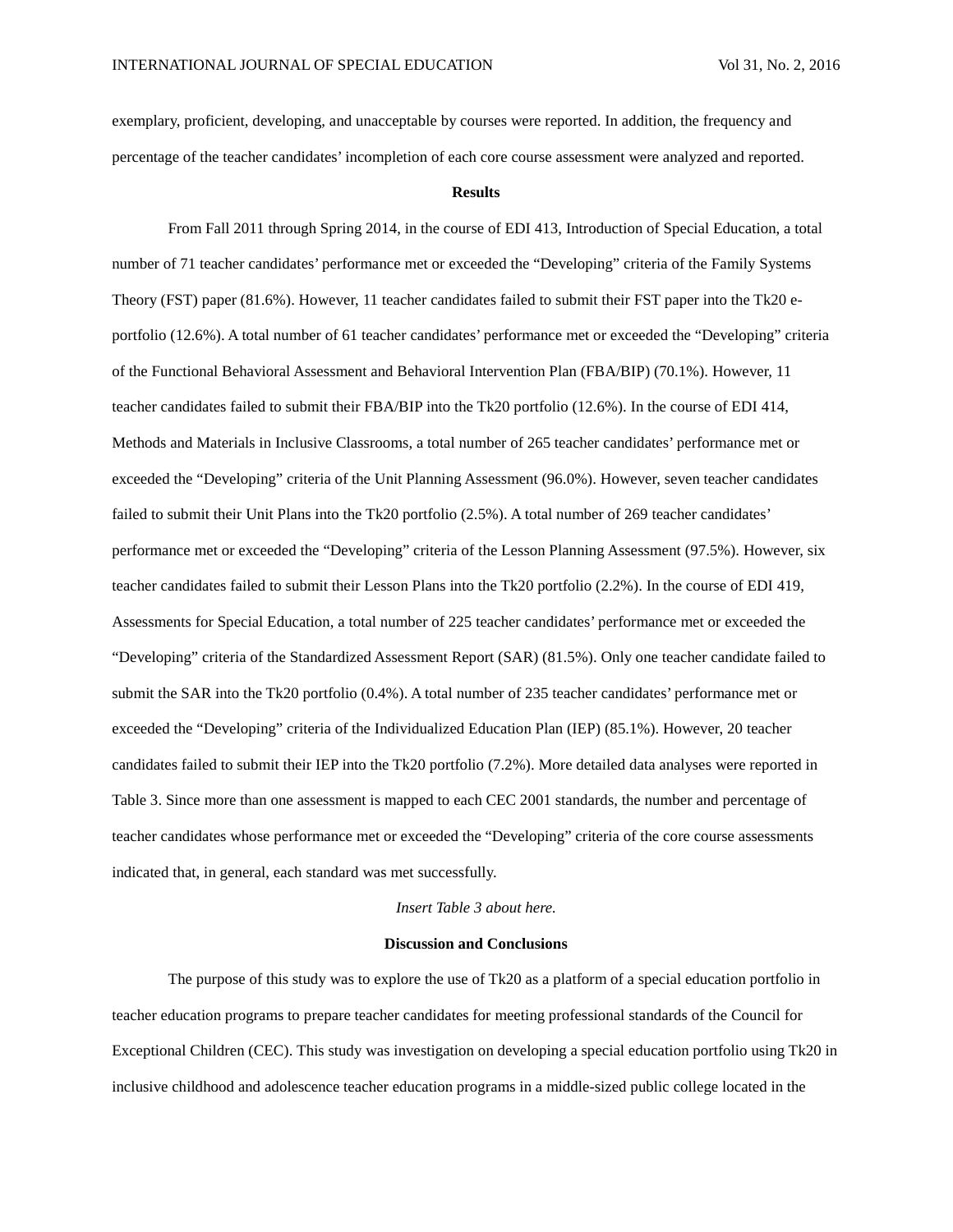exemplary, proficient, developing, and unacceptable by courses were reported. In addition, the frequency and percentage of the teacher candidates' incompletion of each core course assessment were analyzed and reported.

## Results

From Fall 2011 through Spring 2014, in the course of EDI 413, Introduction of Special Education, a total number of 71 teacher candidates' performance met or exceeded the "Developing" criteria of the Family Systems Theory (FST) paper (81.6%). However, 11 teacher candidates failed to submit their FST paper into the Tk20 e-portfolio (12.6%). A total number of 61 teacher candidates' performance met or exceeded the "Developing" criteria of the Functional Behavioral Assessment and Behavioral Intervention Plan (FBA/BIP) (70.1%). However, 11 teacher candidates failed to submit their FBA/BIP into the Tk20 portfolio (12.6%). In the course of EDI 414, Methods and Materials in Inclusive Classrooms, a total number of 265 teacher candidates' performance met or exceeded the "Developing" criteria of the Unit Planning Assessment (96.0%). However, seven teacher candidates failed to submit their Unit Plans into the Tk20 portfolio (2.5%). A total number of 269 teacher candidates' performance met or exceeded the "Developing" criteria of the Lesson Planning Assessment (97.5%). However, six teacher candidates failed to submit their Lesson Plans into the Tk20 portfolio (2.2%). In the course of EDI 419, Assessments for Special Education, a total number of 225 teacher candidates' performance met or exceeded the "Developing" criteria of the Standardized Assessment Report (SAR) (81.5%). Only one teacher candidate failed to submit the SAR into the Tk20 portfolio (0.4%). A total number of 235 teacher candidates' performance met or exceeded the "Developing" criteria of the Individualized Education Plan (IEP) (85.1%). However, 20 teacher candidates failed to submit their IEP into the Tk20 portfolio (7.2%). More detailed data analyses were reported in Table 3. Since more than one assessment is mapped to each CEC 2001 standards, the number and percentage of teacher candidates whose performance met or exceeded the "Developing" criteria of the core course assessments indicated that, in general, each standard was met successfully.

*Insert Table 3 about here.*

## Discussion and Conclusions

The purpose of this study was to explore the use of Tk20 as a platform of a special education portfolio in teacher education programs to prepare teacher candidates for meeting professional standards of the Council for Exceptional Children (CEC). This study was investigation on developing a special education portfolio using Tk20 in inclusive childhood and adolescence teacher education programs in a middle-sized public college located in the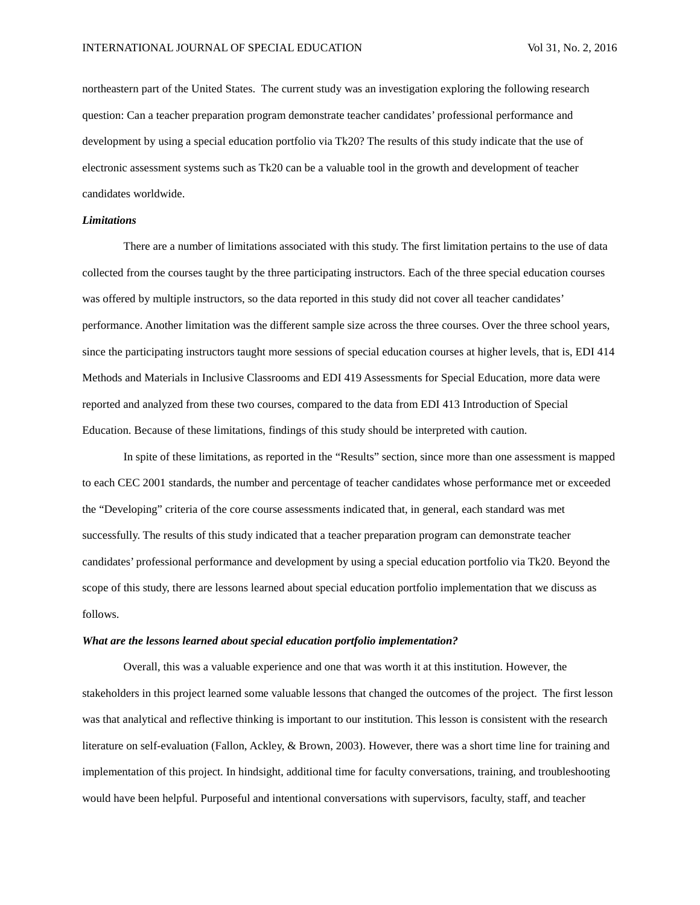northeastern part of the United States. The current study was an investigation exploring the following research question: Can a teacher preparation program demonstrate teacher candidates' professional performance and development by using a special education portfolio via Tk20? The results of this study indicate that the use of electronic assessment systems such as Tk20 can be a valuable tool in the growth and development of teacher candidates worldwide.

***Limitations***

There are a number of limitations associated with this study. The first limitation pertains to the use of data collected from the courses taught by the three participating instructors. Each of the three special education courses was offered by multiple instructors, so the data reported in this study did not cover all teacher candidates' performance. Another limitation was the different sample size across the three courses. Over the three school years, since the participating instructors taught more sessions of special education courses at higher levels, that is, EDI 414 Methods and Materials in Inclusive Classrooms and EDI 419 Assessments for Special Education, more data were reported and analyzed from these two courses, compared to the data from EDI 413 Introduction of Special Education. Because of these limitations, findings of this study should be interpreted with caution.

In spite of these limitations, as reported in the "Results" section, since more than one assessment is mapped to each CEC 2001 standards, the number and percentage of teacher candidates whose performance met or exceeded the "Developing" criteria of the core course assessments indicated that, in general, each standard was met successfully. The results of this study indicated that a teacher preparation program can demonstrate teacher candidates' professional performance and development by using a special education portfolio via Tk20. Beyond the scope of this study, there are lessons learned about special education portfolio implementation that we discuss as follows.

***What are the lessons learned about special education portfolio implementation?***

Overall, this was a valuable experience and one that was worth it at this institution. However, the stakeholders in this project learned some valuable lessons that changed the outcomes of the project. The first lesson was that analytical and reflective thinking is important to our institution. This lesson is consistent with the research literature on self-evaluation (Fallon, Ackley, & Brown, 2003). However, there was a short time line for training and implementation of this project. In hindsight, additional time for faculty conversations, training, and troubleshooting would have been helpful. Purposeful and intentional conversations with supervisors, faculty, staff, and teacher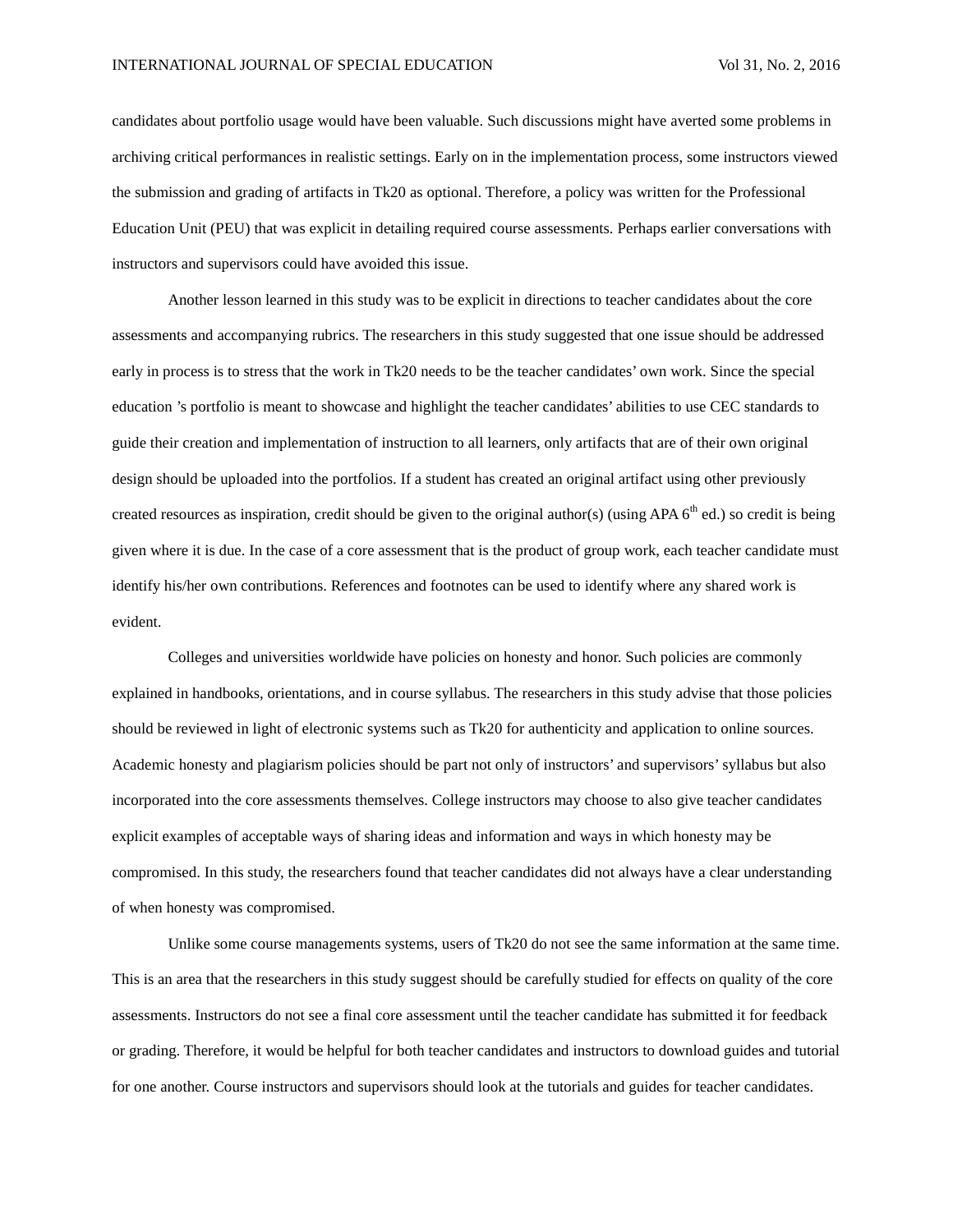candidates about portfolio usage would have been valuable. Such discussions might have averted some problems in archiving critical performances in realistic settings. Early on in the implementation process, some instructors viewed the submission and grading of artifacts in Tk20 as optional. Therefore, a policy was written for the Professional Education Unit (PEU) that was explicit in detailing required course assessments. Perhaps earlier conversations with instructors and supervisors could have avoided this issue.

Another lesson learned in this study was to be explicit in directions to teacher candidates about the core assessments and accompanying rubrics. The researchers in this study suggested that one issue should be addressed early in process is to stress that the work in Tk20 needs to be the teacher candidates' own work. Since the special education 's portfolio is meant to showcase and highlight the teacher candidates' abilities to use CEC standards to guide their creation and implementation of instruction to all learners, only artifacts that are of their own original design should be uploaded into the portfolios. If a student has created an original artifact using other previously created resources as inspiration, credit should be given to the original author(s) (using APA 6th ed.) so credit is being given where it is due. In the case of a core assessment that is the product of group work, each teacher candidate must identify his/her own contributions. References and footnotes can be used to identify where any shared work is evident.

Colleges and universities worldwide have policies on honesty and honor. Such policies are commonly explained in handbooks, orientations, and in course syllabus. The researchers in this study advise that those policies should be reviewed in light of electronic systems such as Tk20 for authenticity and application to online sources. Academic honesty and plagiarism policies should be part not only of instructors' and supervisors' syllabus but also incorporated into the core assessments themselves. College instructors may choose to also give teacher candidates explicit examples of acceptable ways of sharing ideas and information and ways in which honesty may be compromised. In this study, the researchers found that teacher candidates did not always have a clear understanding of when honesty was compromised.

Unlike some course managements systems, users of Tk20 do not see the same information at the same time. This is an area that the researchers in this study suggest should be carefully studied for effects on quality of the core assessments. Instructors do not see a final core assessment until the teacher candidate has submitted it for feedback or grading. Therefore, it would be helpful for both teacher candidates and instructors to download guides and tutorial for one another. Course instructors and supervisors should look at the tutorials and guides for teacher candidates.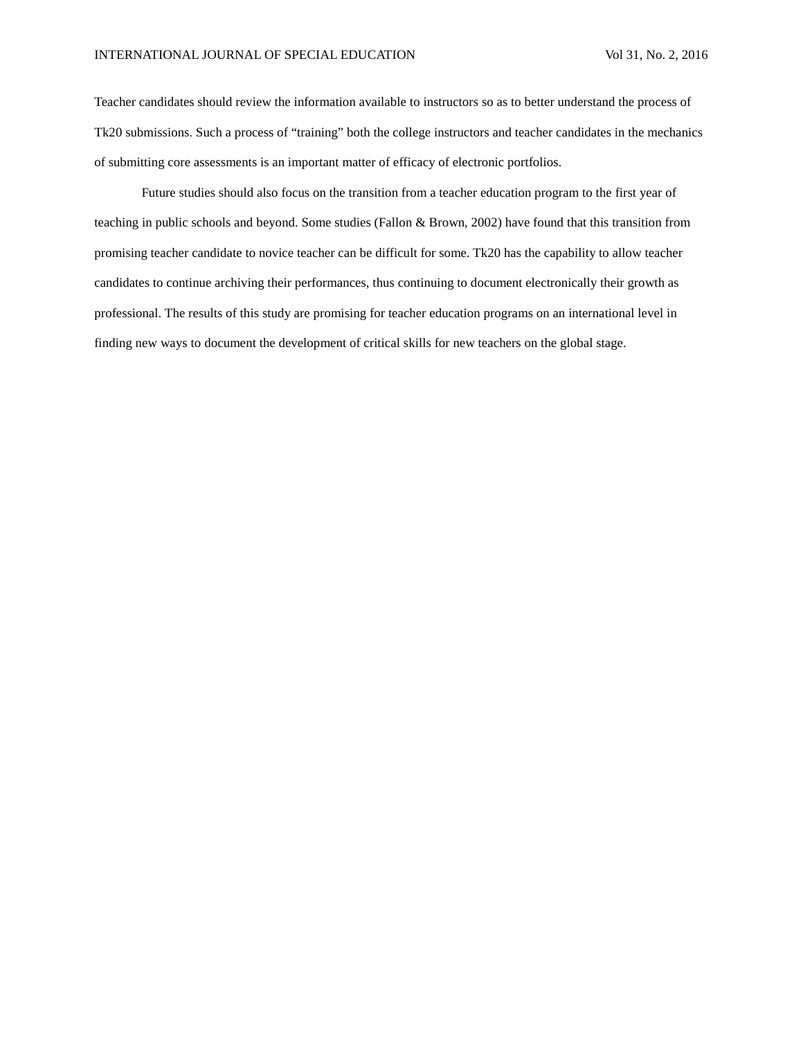Teacher candidates should review the information available to instructors so as to better understand the process of Tk20 submissions. Such a process of “training” both the college instructors and teacher candidates in the mechanics of submitting core assessments is an important matter of efficacy of electronic portfolios.

Future studies should also focus on the transition from a teacher education program to the first year of teaching in public schools and beyond. Some studies (Fallon & Brown, 2002) have found that this transition from promising teacher candidate to novice teacher can be difficult for some. Tk20 has the capability to allow teacher candidates to continue archiving their performances, thus continuing to document electronically their growth as professional. The results of this study are promising for teacher education programs on an international level in finding new ways to document the development of critical skills for new teachers on the global stage.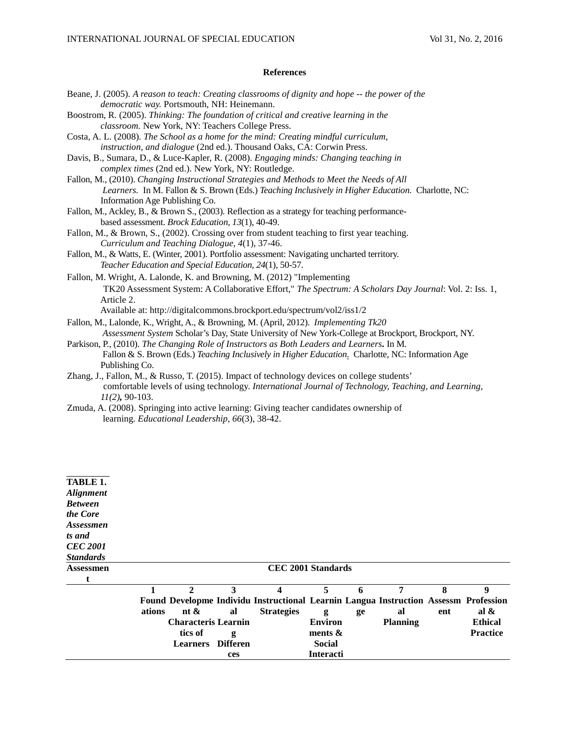## References

Beane, J. (2005). *A reason to teach: Creating classrooms of dignity and hope -- the power of the democratic way.* Portsmouth, NH: Heinemann.

Boostrom, R. (2005). *Thinking: The foundation of critical and creative learning in the classroom.* New York, NY: Teachers College Press.

Costa, A. L. (2008). *The School as a home for the mind: Creating mindful curriculum, instruction, and dialogue* (2nd ed.). Thousand Oaks, CA: Corwin Press.

Davis, B., Sumara, D., & Luce-Kapler, R. (2008). *Engaging minds: Changing teaching in complex times* (2nd ed.). New York, NY: Routledge.

Fallon, M., (2010). *Changing Instructional Strategies and Methods to Meet the Needs of All Learners.* In M. Fallon & S. Brown (Eds.) *Teaching Inclusively in Higher Education.* Charlotte, NC: Information Age Publishing Co.

Fallon, M., Ackley, B., & Brown S., (2003). Reflection as a strategy for teaching performance-based assessment. *Brock Education, 13*(1), 40-49.

Fallon, M., & Brown, S., (2002). Crossing over from student teaching to first year teaching. *Curriculum and Teaching Dialogue, 4*(1), 37-46.

Fallon, M., & Watts, E. (Winter, 2001). Portfolio assessment: Navigating uncharted territory. *Teacher Education and Special Education, 24*(1), 50-57.

Fallon, M. Wright, A. Lalonde, K. and Browning, M. (2012) "Implementing TK20 Assessment System: A Collaborative Effort," *The Spectrum: A Scholars Day Journal*: Vol. 2: Iss. 1, Article 2.
Available at: http://digitalcommons.brockport.edu/spectrum/vol2/iss1/2

Fallon, M., Lalonde, K., Wright, A., & Browning, M. (April, 2012). *Implementing Tk20 Assessment System* Scholar's Day, State University of New York-College at Brockport, Brockport, NY.

Parkison, P., (2010). *The Changing Role of Instructors as Both Leaders and Learners***.** In M. Fallon & S. Brown (Eds.) *Teaching Inclusively in Higher Education.* Charlotte, NC: Information Age Publishing Co.

Zhang, J., Fallon, M., & Russo, T. (2015). Impact of technology devices on college students' comfortable levels of using technology. *International Journal of Technology, Teaching, and Learning, 11(2)***,** 90-103.

Zmuda, A. (2008). Springing into active learning: Giving teacher candidates ownership of learning. *Educational Leadership, 66*(3), 38-42.

**TABLE 1.** ***Alignment Between the Core Assessments and CEC 2001 Standards***

| Assessment | CEC 2001 Standards | | | | | | | | |
|---|---|---|---|---|---|---|---|---|---|
| | 1 | 2 | 3 | 4 | 5 | 6 | 7 | 8 | 9 |
| | Foundations | Development & Characteristics of Learners | Individual Learning Differences | Instructional Strategies | Learning Environments & Social Interacti | Language | Instructional Planning | Assessment | Professional & Ethical Practice |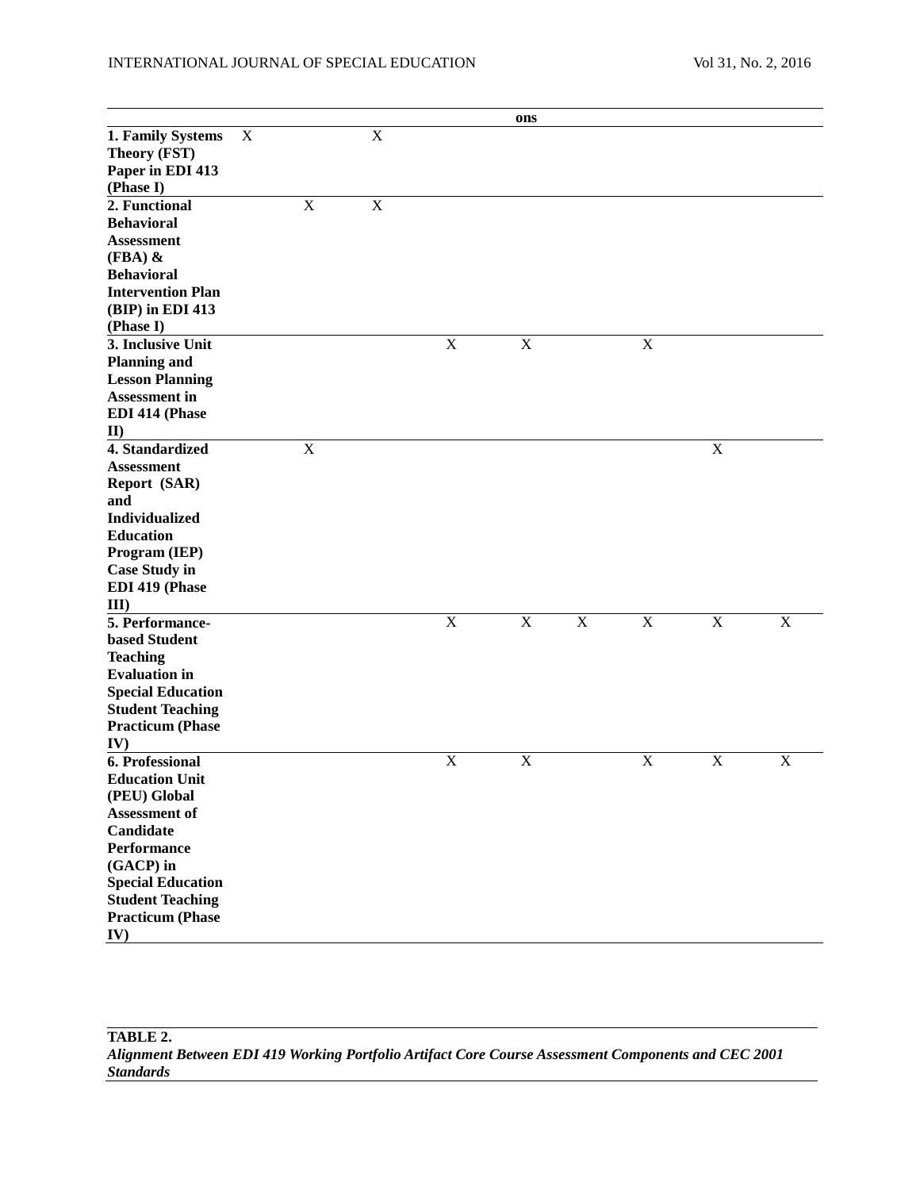| | | | | | ons | | | | |
|---|---|---|---|---|---|---|---|---|---|
| **1. Family Systems Theory (FST) Paper in EDI 413 (Phase I)** | X | | X | | | | | | |
| **2. Functional Behavioral Assessment (FBA) & Behavioral Intervention Plan (BIP) in EDI 413 (Phase I)** | | X | X | | | | | | |
| **3. Inclusive Unit Planning and Lesson Planning Assessment in EDI 414 (Phase II)** | | | | X | X | | X | | |
| **4. Standardized Assessment Report (SAR) and Individualized Education Program (IEP) Case Study in EDI 419 (Phase III)** | | X | | | | | | X | |
| **5. Performance-based Student Teaching Evaluation in Special Education Student Teaching Practicum (Phase IV)** | | | | X | X | X | X | X | X |
| **6. Professional Education Unit (PEU) Global Assessment of Candidate Performance (GACP) in Special Education Student Teaching Practicum (Phase IV)** | | | | X | X | | X | X | X |

**TABLE 2.**
***Alignment Between EDI 419 Working Portfolio Artifact Core Course Assessment Components and CEC 2001 Standards***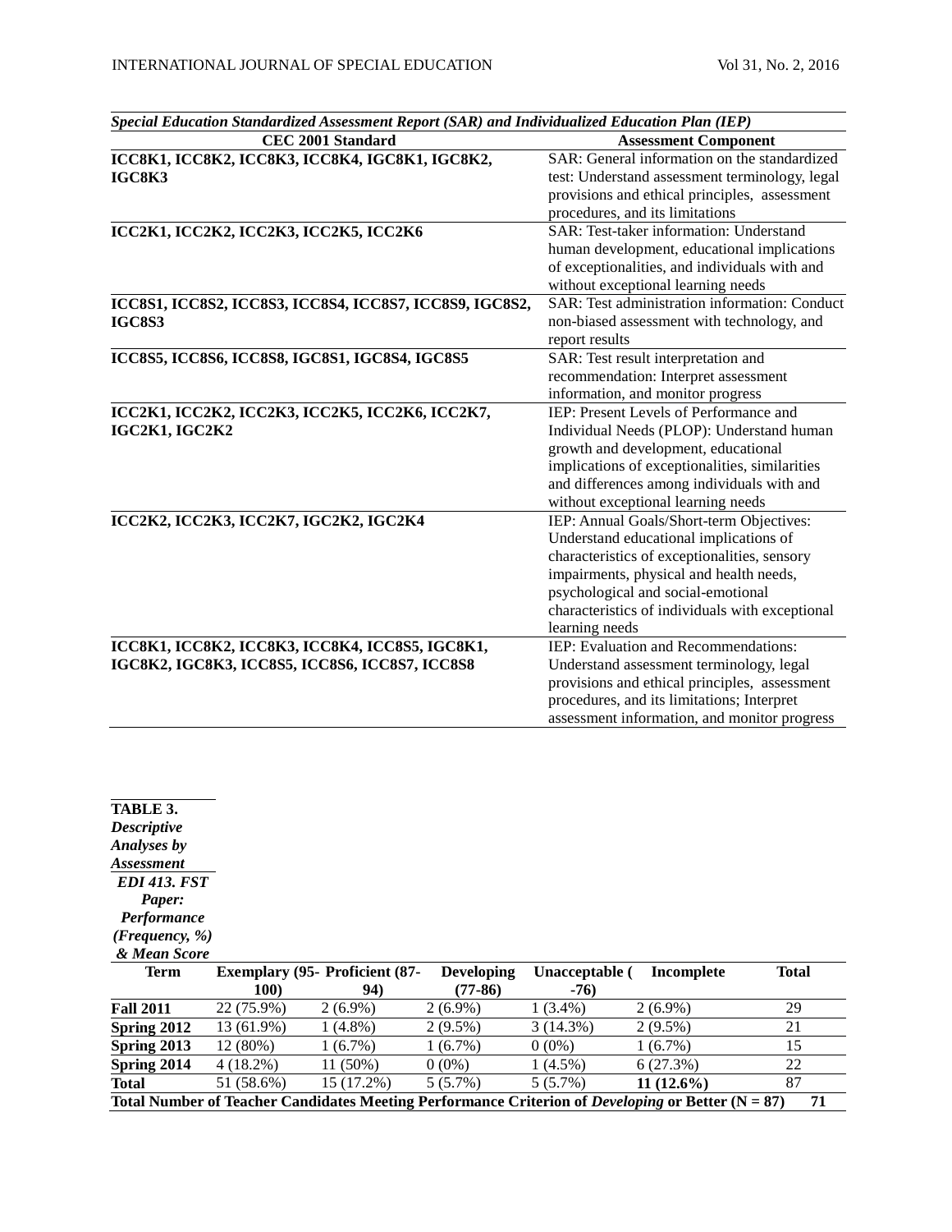*Special Education Standardized Assessment Report (SAR) and Individualized Education Plan (IEP)*

| CEC 2001 Standard | Assessment Component |
|---|---|
| **ICC8K1, ICC8K2, ICC8K3, ICC8K4, IGC8K1, IGC8K2, IGC8K3** | SAR: General information on the standardized test: Understand assessment terminology, legal provisions and ethical principles, assessment procedures, and its limitations |
| **ICC2K1, ICC2K2, ICC2K3, ICC2K5, ICC2K6** | SAR: Test-taker information: Understand human development, educational implications of exceptionalities, and individuals with and without exceptional learning needs |
| **ICC8S1, ICC8S2, ICC8S3, ICC8S4, ICC8S7, ICC8S9, IGC8S2, IGC8S3** | SAR: Test administration information: Conduct non-biased assessment with technology, and report results |
| **ICC8S5, ICC8S6, ICC8S8, IGC8S1, IGC8S4, IGC8S5** | SAR: Test result interpretation and recommendation: Interpret assessment information, and monitor progress |
| **ICC2K1, ICC2K2, ICC2K3, ICC2K5, ICC2K6, ICC2K7, IGC2K1, IGC2K2** | IEP: Present Levels of Performance and Individual Needs (PLOP): Understand human growth and development, educational implications of exceptionalities, similarities and differences among individuals with and without exceptional learning needs |
| **ICC2K2, ICC2K3, ICC2K7, IGC2K2, IGC2K4** | IEP: Annual Goals/Short-term Objectives: Understand educational implications of characteristics of exceptionalities, sensory impairments, physical and health needs, psychological and social-emotional characteristics of individuals with exceptional learning needs |
| **ICC8K1, ICC8K2, ICC8K3, ICC8K4, ICC8S5, IGC8K1, IGC8K2, IGC8K3, ICC8S5, ICC8S6, ICC8S7, ICC8S8** | IEP: Evaluation and Recommendations: Understand assessment terminology, legal provisions and ethical principles, assessment procedures, and its limitations; Interpret assessment information, and monitor progress |

**TABLE 3.**
***Descriptive Analyses by Assessment***

***EDI 413. FST Paper: Performance (Frequency, %) & Mean Score***

| Term | Exemplary (95-100) | Proficient (87-94) | Developing (77-86) | Unacceptable ( -76) | Incomplete | Total |
|---|---|---|---|---|---|---|
| **Fall 2011** | 22 (75.9%) | 2 (6.9%) | 2 (6.9%) | 1 (3.4%) | 2 (6.9%) | 29 |
| **Spring 2012** | 13 (61.9%) | 1 (4.8%) | 2 (9.5%) | 3 (14.3%) | 2 (9.5%) | 21 |
| **Spring 2013** | 12 (80%) | 1 (6.7%) | 1 (6.7%) | 0 (0%) | 1 (6.7%) | 15 |
| **Spring 2014** | 4 (18.2%) | 11 (50%) | 0 (0%) | 1 (4.5%) | 6 (27.3%) | 22 |
| **Total** | 51 (58.6%) | 15 (17.2%) | 5 (5.7%) | 5 (5.7%) | **11 (12.6%)** | 87 |
| **Total Number of Teacher Candidates Meeting Performance Criterion of *Developing* or Better (N = 87)** | | | | | | **71** |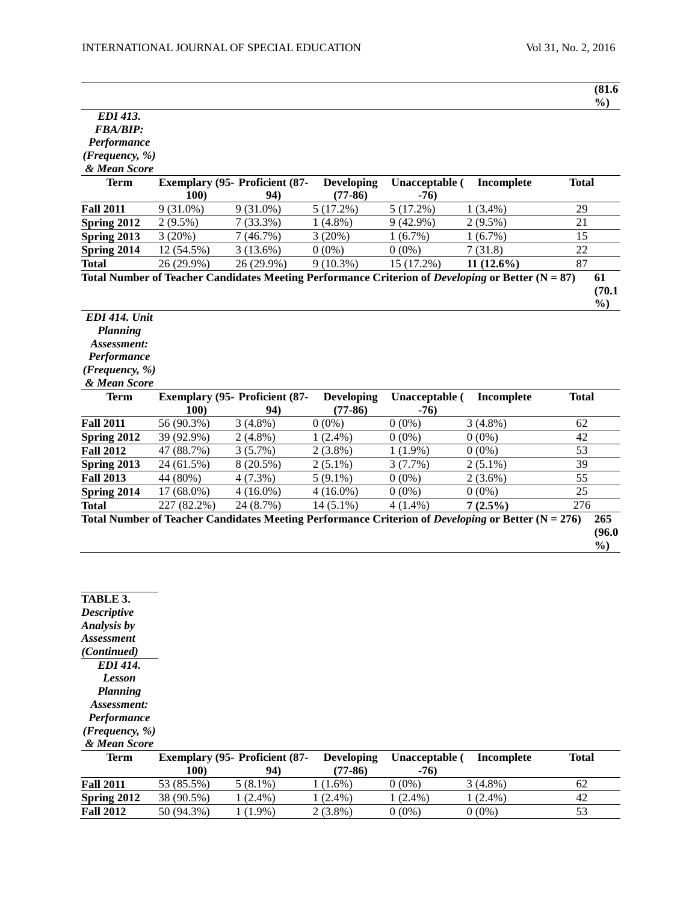| | | | | | | | |
|---|---|---|---|---|---|---|---|
| | | | | | | | **(81.6%)** |

***EDI 413. FBA/BIP: Performance (Frequency, %) & Mean Score***

| Term | Exemplary (95-100) | Proficient (87-94) | Developing (77-86) | Unacceptable (-76) | Incomplete | Total |
|---|---|---|---|---|---|---|
| **Fall 2011** | 9 (31.0%) | 9 (31.0%) | 5 (17.2%) | 5 (17.2%) | 1 (3.4%) | 29 |
| **Spring 2012** | 2 (9.5%) | 7 (33.3%) | 1 (4.8%) | 9 (42.9%) | 2 (9.5%) | 21 |
| **Spring 2013** | 3 (20%) | 7 (46.7%) | 3 (20%) | 1 (6.7%) | 1 (6.7%) | 15 |
| **Spring 2014** | 12 (54.5%) | 3 (13.6%) | 0 (0%) | 0 (0%) | 7 (31.8) | 22 |
| **Total** | 26 (29.9%) | 26 (29.9%) | 9 (10.3%) | 15 (17.2%) | **11 (12.6%)** | 87 |
| **Total Number of Teacher Candidates Meeting Performance Criterion of *Developing* or Better (N = 87)** | | | | | | **61 (70.1%)** |

***EDI 414. Unit Planning Assessment: Performance (Frequency, %) & Mean Score***

| Term | Exemplary (95-100) | Proficient (87-94) | Developing (77-86) | Unacceptable (-76) | Incomplete | Total |
|---|---|---|---|---|---|---|
| **Fall 2011** | 56 (90.3%) | 3 (4.8%) | 0 (0%) | 0 (0%) | 3 (4.8%) | 62 |
| **Spring 2012** | 39 (92.9%) | 2 (4.8%) | 1 (2.4%) | 0 (0%) | 0 (0%) | 42 |
| **Fall 2012** | 47 (88.7%) | 3 (5.7%) | 2 (3.8%) | 1 (1.9%) | 0 (0%) | 53 |
| **Spring 2013** | 24 (61.5%) | 8 (20.5%) | 2 (5.1%) | 3 (7.7%) | 2 (5.1%) | 39 |
| **Fall 2013** | 44 (80%) | 4 (7.3%) | 5 (9.1%) | 0 (0%) | 2 (3.6%) | 55 |
| **Spring 2014** | 17 (68.0%) | 4 (16.0%) | 4 (16.0%) | 0 (0%) | 0 (0%) | 25 |
| **Total** | 227 (82.2%) | 24 (8.7%) | 14 (5.1%) | 4 (1.4%) | **7 (2.5%)** | 276 |
| **Total Number of Teacher Candidates Meeting Performance Criterion of *Developing* or Better (N = 276)** | | | | | | **265 (96.0%)** |

**TABLE 3. *Descriptive Analysis by Assessment (Continued)***

***EDI 414. Lesson Planning Assessment: Performance (Frequency, %) & Mean Score***

| Term | Exemplary (95-100) | Proficient (87-94) | Developing (77-86) | Unacceptable (-76) | Incomplete | Total |
|---|---|---|---|---|---|---|
| **Fall 2011** | 53 (85.5%) | 5 (8.1%) | 1 (1.6%) | 0 (0%) | 3 (4.8%) | 62 |
| **Spring 2012** | 38 (90.5%) | 1 (2.4%) | 1 (2.4%) | 1 (2.4%) | 1 (2.4%) | 42 |
| **Fall 2012** | 50 (94.3%) | 1 (1.9%) | 2 (3.8%) | 0 (0%) | 0 (0%) | 53 |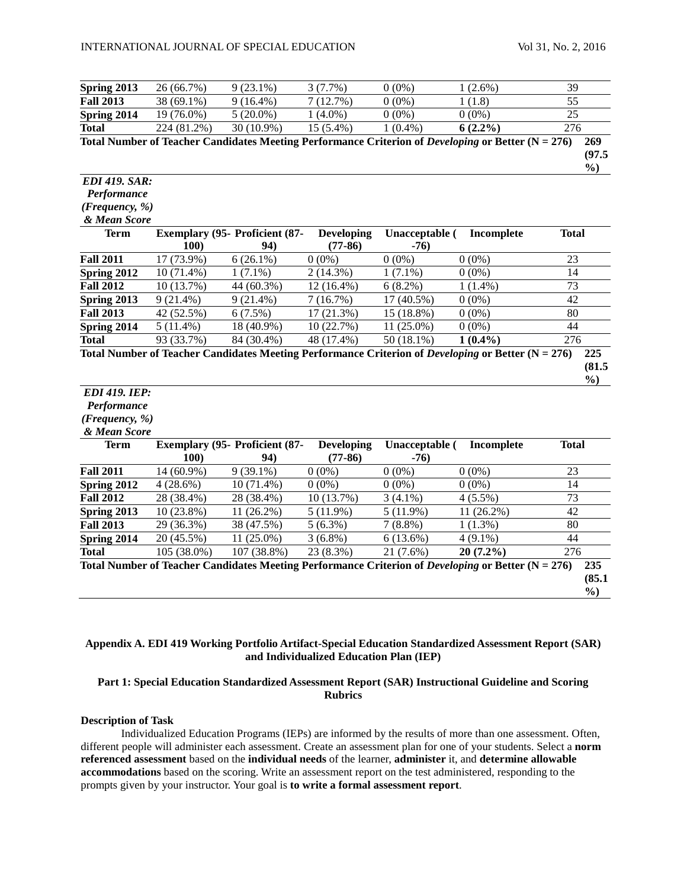| Spring 2013 | 26 (66.7%) | 9 (23.1%) | 3 (7.7%) | 0 (0%) | 1 (2.6%) | 39 |
|---|---|---|---|---|---|---|
| **Fall 2013** | 38 (69.1%) | 9 (16.4%) | 7 (12.7%) | 0 (0%) | 1 (1.8) | 55 |
| **Spring 2014** | 19 (76.0%) | 5 (20.0%) | 1 (4.0%) | 0 (0%) | 0 (0%) | 25 |
| **Total** | 224 (81.2%) | 30 (10.9%) | 15 (5.4%) | 1 (0.4%) | **6 (2.2%)** | 276 |
| **Total Number of Teacher Candidates Meeting Performance Criterion of *Developing* or Better (N = 276)** | | | | | | **269 (97.5 %)** |

***EDI 419. SAR: Performance (Frequency, %) & Mean Score***

| Term | Exemplary (95-100) | Proficient (87-94) | Developing (77-86) | Unacceptable (-76) | Incomplete | Total |
|---|---|---|---|---|---|---|
| **Fall 2011** | 17 (73.9%) | 6 (26.1%) | 0 (0%) | 0 (0%) | 0 (0%) | 23 |
| **Spring 2012** | 10 (71.4%) | 1 (7.1%) | 2 (14.3%) | 1 (7.1%) | 0 (0%) | 14 |
| **Fall 2012** | 10 (13.7%) | 44 (60.3%) | 12 (16.4%) | 6 (8.2%) | 1 (1.4%) | 73 |
| **Spring 2013** | 9 (21.4%) | 9 (21.4%) | 7 (16.7%) | 17 (40.5%) | 0 (0%) | 42 |
| **Fall 2013** | 42 (52.5%) | 6 (7.5%) | 17 (21.3%) | 15 (18.8%) | 0 (0%) | 80 |
| **Spring 2014** | 5 (11.4%) | 18 (40.9%) | 10 (22.7%) | 11 (25.0%) | 0 (0%) | 44 |
| **Total** | 93 (33.7%) | 84 (30.4%) | 48 (17.4%) | 50 (18.1%) | **1 (0.4%)** | 276 |
| **Total Number of Teacher Candidates Meeting Performance Criterion of *Developing* or Better (N = 276)** | | | | | | **225 (81.5 %)** |

***EDI 419. IEP: Performance (Frequency, %) & Mean Score***

| Term | Exemplary (95-100) | Proficient (87-94) | Developing (77-86) | Unacceptable (-76) | Incomplete | Total |
|---|---|---|---|---|---|---|
| **Fall 2011** | 14 (60.9%) | 9 (39.1%) | 0 (0%) | 0 (0%) | 0 (0%) | 23 |
| **Spring 2012** | 4 (28.6%) | 10 (71.4%) | 0 (0%) | 0 (0%) | 0 (0%) | 14 |
| **Fall 2012** | 28 (38.4%) | 28 (38.4%) | 10 (13.7%) | 3 (4.1%) | 4 (5.5%) | 73 |
| **Spring 2013** | 10 (23.8%) | 11 (26.2%) | 5 (11.9%) | 5 (11.9%) | 11 (26.2%) | 42 |
| **Fall 2013** | 29 (36.3%) | 38 (47.5%) | 5 (6.3%) | 7 (8.8%) | 1 (1.3%) | 80 |
| **Spring 2014** | 20 (45.5%) | 11 (25.0%) | 3 (6.8%) | 6 (13.6%) | 4 (9.1%) | 44 |
| **Total** | 105 (38.0%) | 107 (38.8%) | 23 (8.3%) | 21 (7.6%) | **20 (7.2%)** | 276 |
| **Total Number of Teacher Candidates Meeting Performance Criterion of *Developing* or Better (N = 276)** | | | | | | **235 (85.1 %)** |

## Appendix A. EDI 419 Working Portfolio Artifact-Special Education Standardized Assessment Report (SAR) and Individualized Education Plan (IEP)

### Part 1: Special Education Standardized Assessment Report (SAR) Instructional Guideline and Scoring Rubrics

**Description of Task**

Individualized Education Programs (IEPs) are informed by the results of more than one assessment. Often, different people will administer each assessment. Create an assessment plan for one of your students. Select a **norm referenced assessment** based on the **individual needs** of the learner, **administer** it, and **determine allowable accommodations** based on the scoring. Write an assessment report on the test administered, responding to the prompts given by your instructor. Your goal is **to write a formal assessment report**.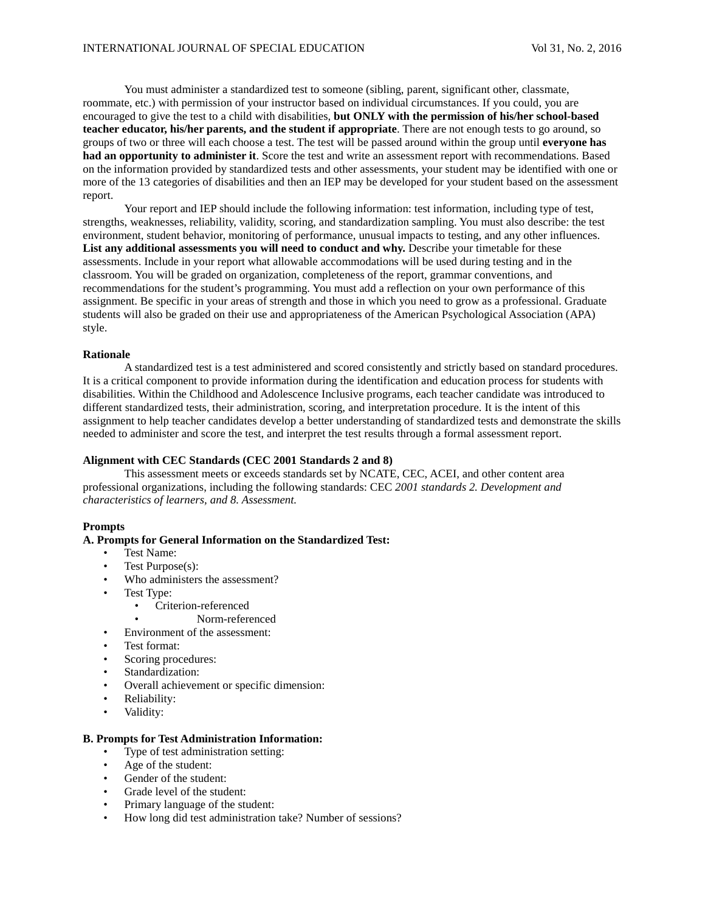You must administer a standardized test to someone (sibling, parent, significant other, classmate, roommate, etc.) with permission of your instructor based on individual circumstances. If you could, you are encouraged to give the test to a child with disabilities, **but ONLY with the permission of his/her school-based teacher educator, his/her parents, and the student if appropriate**. There are not enough tests to go around, so groups of two or three will each choose a test. The test will be passed around within the group until **everyone has had an opportunity to administer it**. Score the test and write an assessment report with recommendations. Based on the information provided by standardized tests and other assessments, your student may be identified with one or more of the 13 categories of disabilities and then an IEP may be developed for your student based on the assessment report.

Your report and IEP should include the following information: test information, including type of test, strengths, weaknesses, reliability, validity, scoring, and standardization sampling. You must also describe: the test environment, student behavior, monitoring of performance, unusual impacts to testing, and any other influences. **List any additional assessments you will need to conduct and why.** Describe your timetable for these assessments. Include in your report what allowable accommodations will be used during testing and in the classroom. You will be graded on organization, completeness of the report, grammar conventions, and recommendations for the student's programming. You must add a reflection on your own performance of this assignment. Be specific in your areas of strength and those in which you need to grow as a professional. Graduate students will also be graded on their use and appropriateness of the American Psychological Association (APA) style.

**Rationale**

A standardized test is a test administered and scored consistently and strictly based on standard procedures. It is a critical component to provide information during the identification and education process for students with disabilities. Within the Childhood and Adolescence Inclusive programs, each teacher candidate was introduced to different standardized tests, their administration, scoring, and interpretation procedure. It is the intent of this assignment to help teacher candidates develop a better understanding of standardized tests and demonstrate the skills needed to administer and score the test, and interpret the test results through a formal assessment report.

**Alignment with CEC Standards (CEC 2001 Standards 2 and 8)**

This assessment meets or exceeds standards set by NCATE, CEC, ACEI, and other content area professional organizations, including the following standards: CEC *2001 standards 2. Development and characteristics of learners, and 8. Assessment.*

**Prompts**

**A. Prompts for General Information on the Standardized Test:**

- Test Name:
- Test Purpose(s):
- Who administers the assessment?
- Test Type:
  - Criterion-referenced
  - Norm-referenced
- Environment of the assessment:
- Test format:
- Scoring procedures:
- Standardization:
- Overall achievement or specific dimension:
- Reliability:
- Validity:

**B. Prompts for Test Administration Information:**

- Type of test administration setting:
- Age of the student:
- Gender of the student:
- Grade level of the student:
- Primary language of the student:
- How long did test administration take? Number of sessions?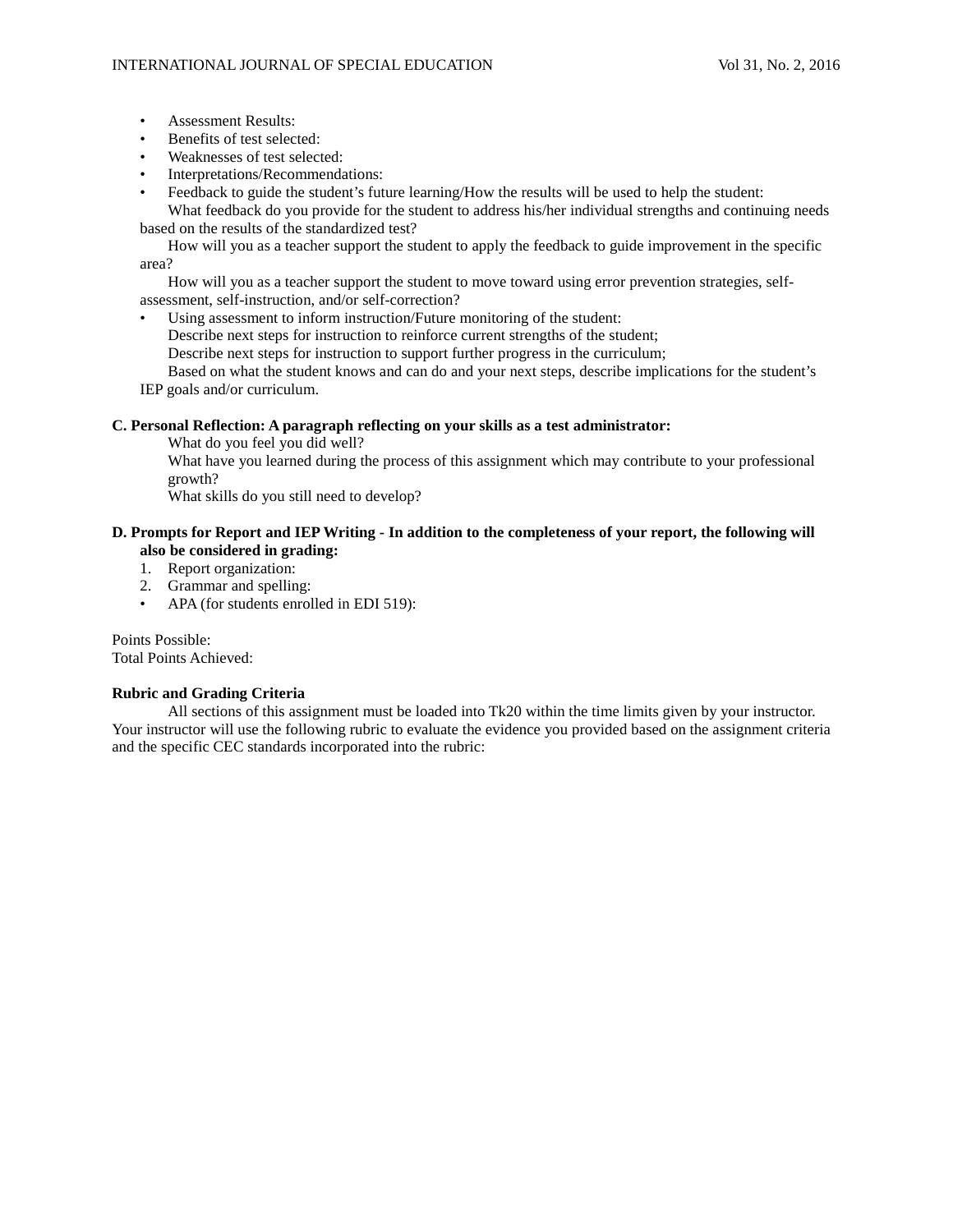- Assessment Results:
- Benefits of test selected:
- Weaknesses of test selected:
- Interpretations/Recommendations:
- Feedback to guide the student's future learning/How the results will be used to help the student:
  What feedback do you provide for the student to address his/her individual strengths and continuing needs based on the results of the standardized test?
  How will you as a teacher support the student to apply the feedback to guide improvement in the specific area?
  How will you as a teacher support the student to move toward using error prevention strategies, self-assessment, self-instruction, and/or self-correction?
- Using assessment to inform instruction/Future monitoring of the student:
  Describe next steps for instruction to reinforce current strengths of the student;
  Describe next steps for instruction to support further progress in the curriculum;
  Based on what the student knows and can do and your next steps, describe implications for the student's IEP goals and/or curriculum.

**C. Personal Reflection: A paragraph reflecting on your skills as a test administrator:**

What do you feel you did well?
What have you learned during the process of this assignment which may contribute to your professional growth?
What skills do you still need to develop?

**D. Prompts for Report and IEP Writing - In addition to the completeness of your report, the following will also be considered in grading:**

1. Report organization:
2. Grammar and spelling:
- APA (for students enrolled in EDI 519):

Points Possible:
Total Points Achieved:

**Rubric and Grading Criteria**

All sections of this assignment must be loaded into Tk20 within the time limits given by your instructor. Your instructor will use the following rubric to evaluate the evidence you provided based on the assignment criteria and the specific CEC standards incorporated into the rubric: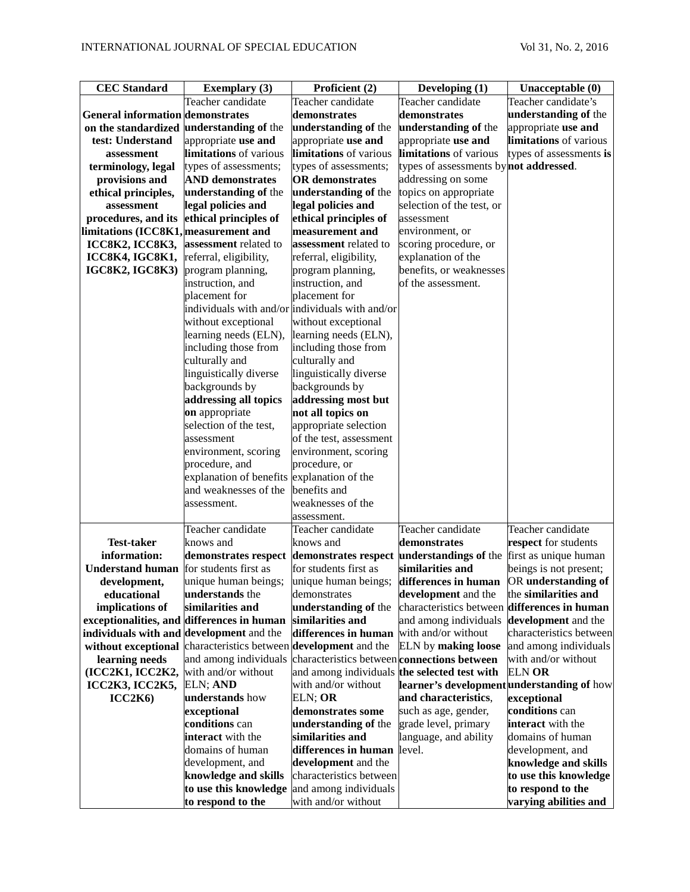| CEC Standard | Exemplary (3) | Proficient (2) | Developing (1) | Unacceptable (0) |
|---|---|---|---|---|
| **General information on the standardized test: Understand assessment terminology, legal provisions and ethical principles, assessment procedures, and its limitations (ICC8K1, ICC8K2, ICC8K3, ICC8K4, IGC8K1, IGC8K2, IGC8K3)** | Teacher candidate **demonstrates understanding of** the appropriate **use and limitations** of various types of assessments; **AND demonstrates understanding of** the **legal policies and ethical principles of measurement and assessment** related to referral, eligibility, program planning, instruction, and placement for individuals with and/or without exceptional learning needs (ELN), including those from culturally and linguistically diverse backgrounds by **addressing all topics on** appropriate selection of the test, assessment environment, scoring procedure, and explanation of benefits and weaknesses of the assessment. | Teacher candidate **demonstrates understanding of** the appropriate **use and limitations** of various types of assessments; **OR demonstrates understanding of** the **legal policies and ethical principles of measurement and assessment** related to referral, eligibility, program planning, instruction, and placement for individuals with and/or without exceptional learning needs (ELN), including those from culturally and linguistically diverse backgrounds by **addressing most but not all topics on** appropriate selection of the test, assessment environment, scoring procedure, or explanation of the benefits and weaknesses of the assessment. | Teacher candidate **demonstrates understanding of** the appropriate **use and limitations** of various types of assessments by addressing on some topics on appropriate selection of the test, or assessment environment, or scoring procedure, or explanation of the benefits, or weaknesses of the assessment. | Teacher candidate's **understanding of** the appropriate **use and limitations** of various types of assessments **is not addressed**. |
| **Test-taker information: Understand human development, educational implications of exceptionalities, and individuals with and without exceptional learning needs (ICC2K1, ICC2K2, ICC2K3, ICC2K5, ICC2K6)** | Teacher candidate knows and **demonstrates respect** for students first as unique human beings; **understands** the **similarities and differences in human development** and the characteristics between and among individuals with and/or without ELN; **AND understands** how **exceptional conditions** can **interact** with the domains of human development, and **knowledge and skills to use this knowledge to respond to the** | Teacher candidate knows and **demonstrates respect** for students first as unique human beings; demonstrates **understanding of** the **similarities and differences in human development** and the characteristics between and among individuals with and/or without ELN; **OR demonstrates some understanding of** the **similarities and differences in human development** and the characteristics between and among individuals with and/or without | Teacher candidate **demonstrates understandings of** the **similarities and differences in human development** and the characteristics between and among individuals with and/or without ELN by **making loose connections between the selected test with learner's development and characteristics**, such as age, gender, grade level, primary language, and ability level. | Teacher candidate **respect** for students first as unique human beings is not present; OR **understanding of** the **similarities and differences in human development** and the characteristics between and among individuals with and/or without ELN **OR understanding of** how **exceptional conditions** can **interact** with the domains of human development, and **knowledge and skills to use this knowledge to respond to the varying abilities and** |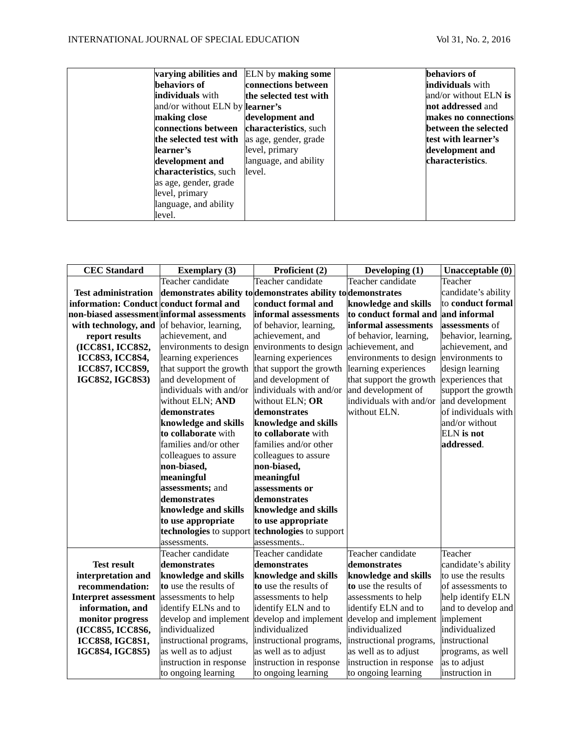| | varying abilities and **behaviors of individuals** with and/or without ELN by **making close connections between the selected test with learner's development and characteristics**, such as age, gender, grade level, primary language, and ability level. | ELN by **making some connections between the selected test with learner's development and characteristics**, such as age, gender, grade level, primary language, and ability level. | | **behaviors of individuals** with and/or without ELN **is not addressed** and **makes no connections between the selected test with learner's development and characteristics**. |
|---|---|---|---|---|

| CEC Standard | Exemplary (3) | Proficient (2) | Developing (1) | Unacceptable (0) |
|---|---|---|---|---|
| **Test administration information: Conduct non-biased assessment with technology, and report results (ICC8S1, ICC8S2, ICC8S3, ICC8S4, ICC8S7, ICC8S9, IGC8S2, IGC8S3)** | Teacher candidate **demonstrates ability to conduct formal and informal assessments** of behavior, learning, achievement, and environments to design learning experiences that support the growth and development of individuals with and/or without ELN; **AND demonstrates knowledge and skills to collaborate** with families and/or other colleagues to assure **non-biased, meaningful assessments;** and **demonstrates knowledge and skills to use appropriate technologies** to support assessments. | Teacher candidate **demonstrates ability to conduct formal and informal assessments** of behavior, learning, achievement, and environments to design learning experiences that support the growth and development of individuals with and/or without ELN; **OR demonstrates knowledge and skills to collaborate** with families and/or other colleagues to assure **non-biased, meaningful assessments or demonstrates knowledge and skills to use appropriate technologies** to support assessments.. | Teacher candidate **demonstrates knowledge and skills to conduct formal and informal assessments** of behavior, learning, achievement, and environments to design learning experiences that support the growth and development of individuals with and/or without ELN. | Teacher candidate's ability to **conduct formal and informal assessments** of behavior, learning, achievement, and environments to design learning experiences that support the growth and development of individuals with and/or without ELN **is not addressed**. |
| **Test result interpretation and recommendation: Interpret assessment information, and monitor progress (ICC8S5, ICC8S6, ICC8S8, IGC8S1, IGC8S4, IGC8S5)** | Teacher candidate **demonstrates knowledge and skills to** use the results of assessments to help identify ELNs and to develop and implement individualized instructional programs, as well as to adjust instruction in response to ongoing learning | Teacher candidate **demonstrates knowledge and skills to** use the results of assessments to help identify ELN and to develop and implement individualized instructional programs, as well as to adjust instruction in response to ongoing learning | Teacher candidate **demonstrates knowledge and skills to** use the results of assessments to help identify ELN and to develop and implement individualized instructional programs, as well as to adjust instruction in response to ongoing learning | Teacher candidate's ability to use the results of assessments to help identify ELN and to develop and implement individualized instructional programs, as well as to adjust instruction in |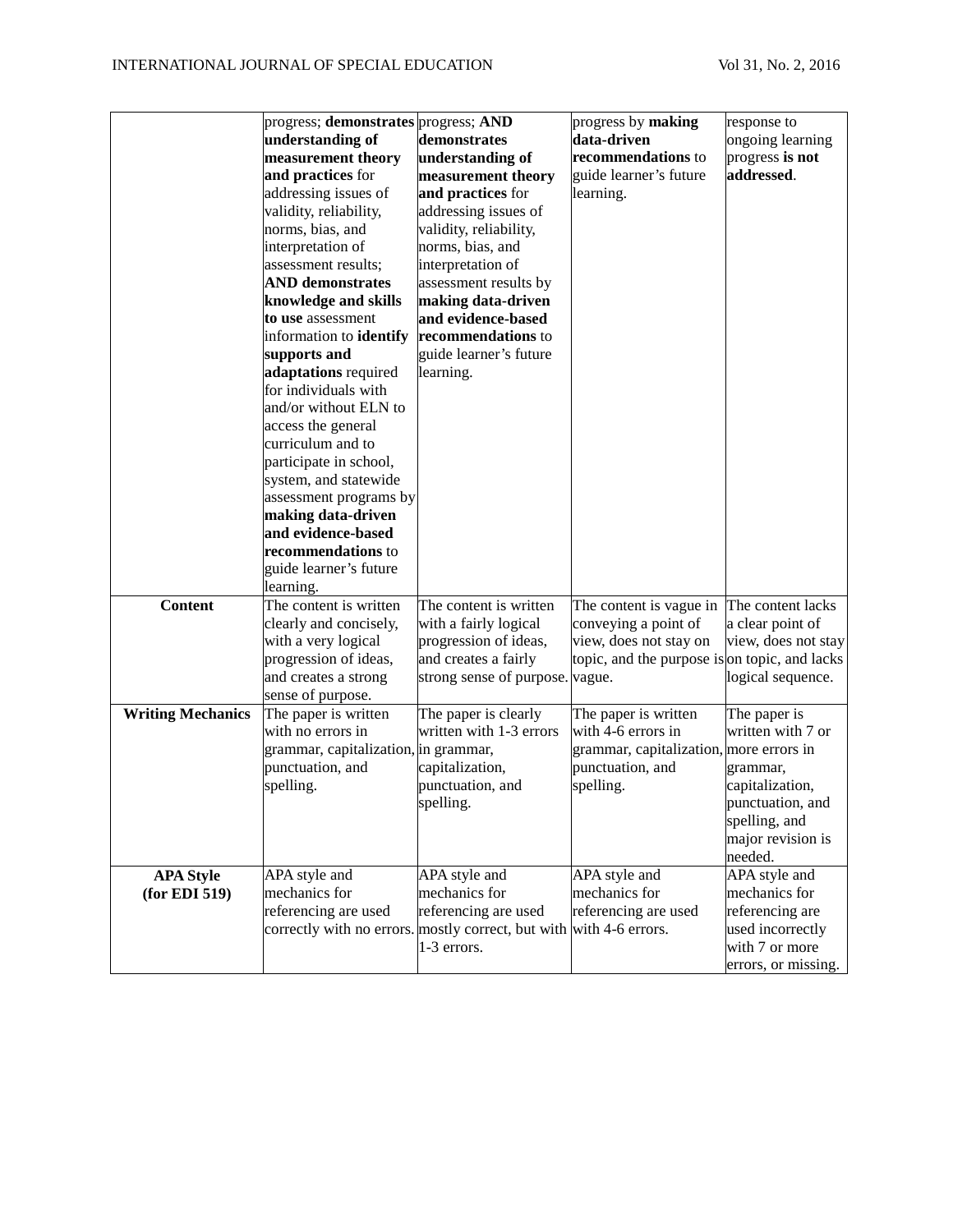| | | | | |
|---|---|---|---|---|
| | progress; **demonstrates understanding of measurement theory and practices** for addressing issues of validity, reliability, norms, bias, and interpretation of assessment results; **AND demonstrates knowledge and skills to use** assessment information to **identify supports and adaptations** required for individuals with and/or without ELN to access the general curriculum and to participate in school, system, and statewide assessment programs by **making data-driven and evidence-based recommendations** to guide learner's future learning. | progress; **AND demonstrates understanding of measurement theory and practices** for addressing issues of validity, reliability, norms, bias, and interpretation of assessment results by **making data-driven and evidence-based recommendations** to guide learner's future learning. | progress by **making data-driven recommendations** to guide learner's future learning. | response to ongoing learning progress **is not addressed**. |
| **Content** | The content is written clearly and concisely, with a very logical progression of ideas, and creates a strong sense of purpose. | The content is written with a fairly logical progression of ideas, and creates a fairly strong sense of purpose. | The content is vague in conveying a point of view, does not stay on topic, and the purpose is vague. | The content lacks a clear point of view, does not stay on topic, and lacks logical sequence. |
| **Writing Mechanics** | The paper is written with no errors in grammar, capitalization, punctuation, and spelling. | The paper is clearly written with 1-3 errors in grammar, capitalization, punctuation, and spelling. | The paper is written with 4-6 errors in grammar, capitalization, punctuation, and spelling. | The paper is written with 7 or more errors in grammar, capitalization, punctuation, and spelling, and major revision is needed. |
| **APA Style (for EDI 519)** | APA style and mechanics for referencing are used correctly with no errors. | APA style and mechanics for referencing are used mostly correct, but with 1-3 errors. | APA style and mechanics for referencing are used with 4-6 errors. | APA style and mechanics for referencing are used incorrectly with 7 or more errors, or missing. |